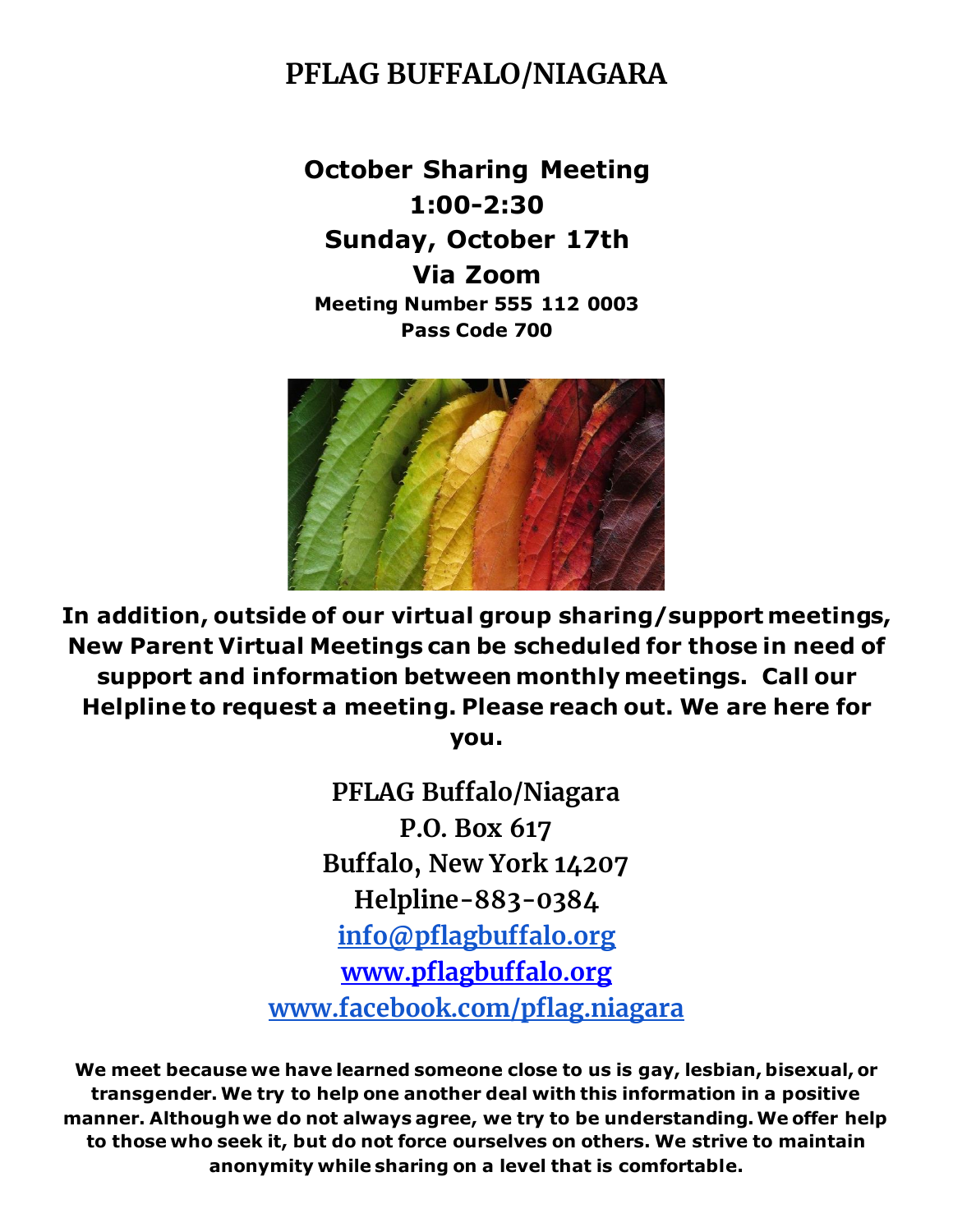# PFLAG BUFFALO/NIAGARA

**October Sharing Meeting**
**1:00-2:30**
**Sunday, October 17th**
**Via Zoom**
**Meeting Number 555 112 0003**
**Pass Code 700**

**In addition, outside of our virtual group sharing/support meetings, New Parent Virtual Meetings can be scheduled for those in need of support and information between monthly meetings. Call our Helpline to request a meeting. Please reach out. We are here for you.**

PFLAG Buffalo/Niagara
P.O. Box 617
Buffalo, New York 14207
Helpline-883-0384
info@pflagbuffalo.org
www.pflagbuffalo.org
www.facebook.com/pflag.niagara

**We meet because we have learned someone close to us is gay, lesbian, bisexual, or transgender. We try to help one another deal with this information in a positive manner. Although we do not always agree, we try to be understanding. We offer help to those who seek it, but do not force ourselves on others. We strive to maintain anonymity while sharing on a level that is comfortable.**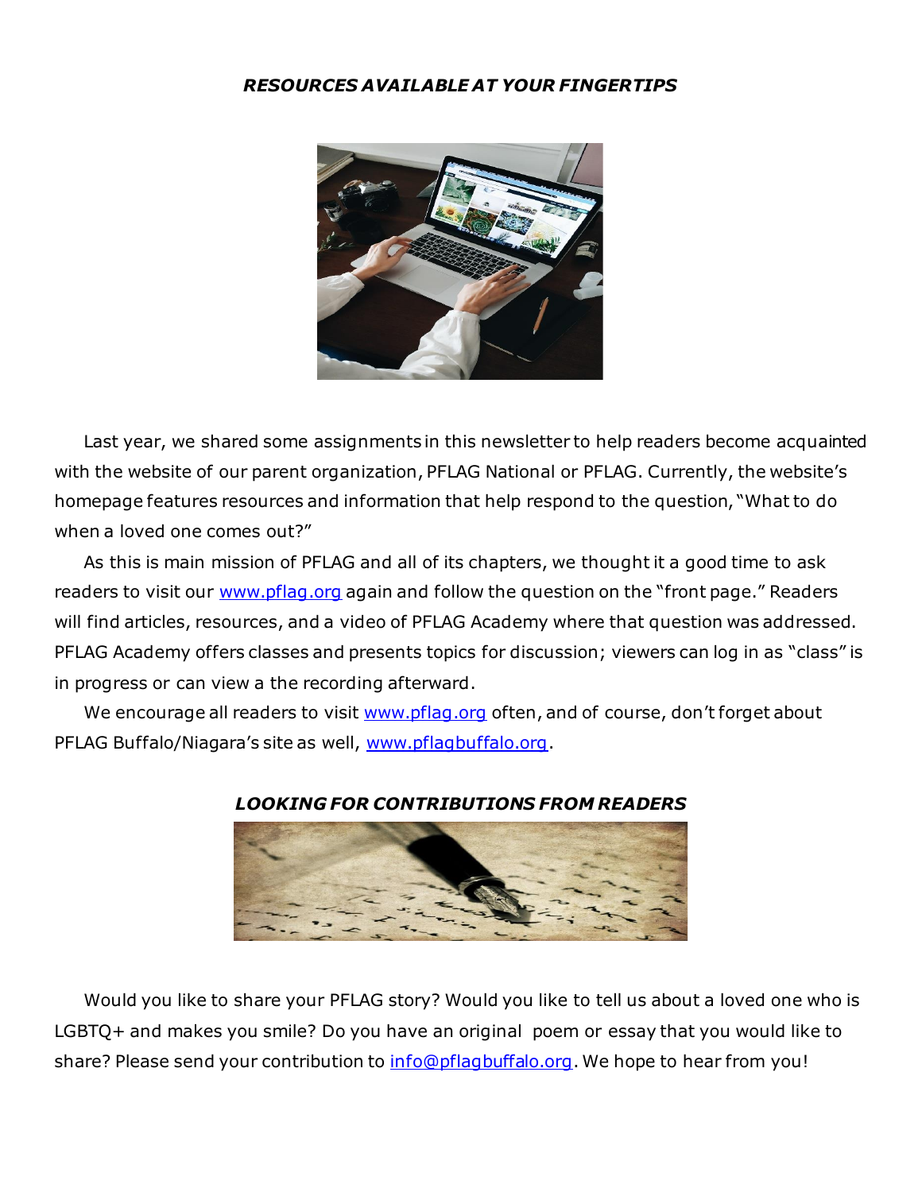***RESOURCES AVAILABLE AT YOUR FINGERTIPS***

Last year, we shared some assignments in this newsletter to help readers become acquainted with the website of our parent organization, PFLAG National or PFLAG. Currently, the website's homepage features resources and information that help respond to the question, "What to do when a loved one comes out?"

As this is main mission of PFLAG and all of its chapters, we thought it a good time to ask readers to visit our www.pflag.org again and follow the question on the "front page." Readers will find articles, resources, and a video of PFLAG Academy where that question was addressed. PFLAG Academy offers classes and presents topics for discussion; viewers can log in as "class" is in progress or can view a the recording afterward.

We encourage all readers to visit www.pflag.org often, and of course, don't forget about PFLAG Buffalo/Niagara's site as well, www.pflagbuffalo.org.

***LOOKING FOR CONTRIBUTIONS FROM READERS***

Would you like to share your PFLAG story? Would you like to tell us about a loved one who is LGBTQ+ and makes you smile? Do you have an original poem or essay that you would like to share? Please send your contribution to info@pflagbuffalo.org. We hope to hear from you!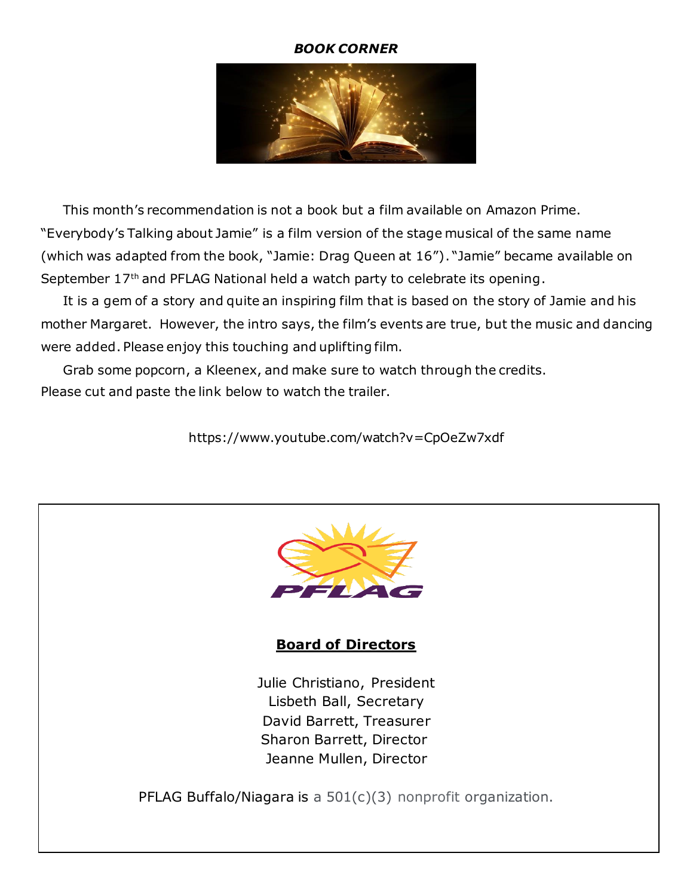***BOOK CORNER***

This month's recommendation is not a book but a film available on Amazon Prime. "Everybody's Talking about Jamie" is a film version of the stage musical of the same name (which was adapted from the book, "Jamie: Drag Queen at 16"). "Jamie" became available on September 17th and PFLAG National held a watch party to celebrate its opening.

It is a gem of a story and quite an inspiring film that is based on the story of Jamie and his mother Margaret. However, the intro says, the film's events are true, but the music and dancing were added. Please enjoy this touching and uplifting film.

Grab some popcorn, a Kleenex, and make sure to watch through the credits.
Please cut and paste the link below to watch the trailer.

https://www.youtube.com/watch?v=CpOeZw7xdf

PFLAG

**Board of Directors**

Julie Christiano, President
Lisbeth Ball, Secretary
David Barrett, Treasurer
Sharon Barrett, Director
Jeanne Mullen, Director

PFLAG Buffalo/Niagara is a 501(c)(3) nonprofit organization.